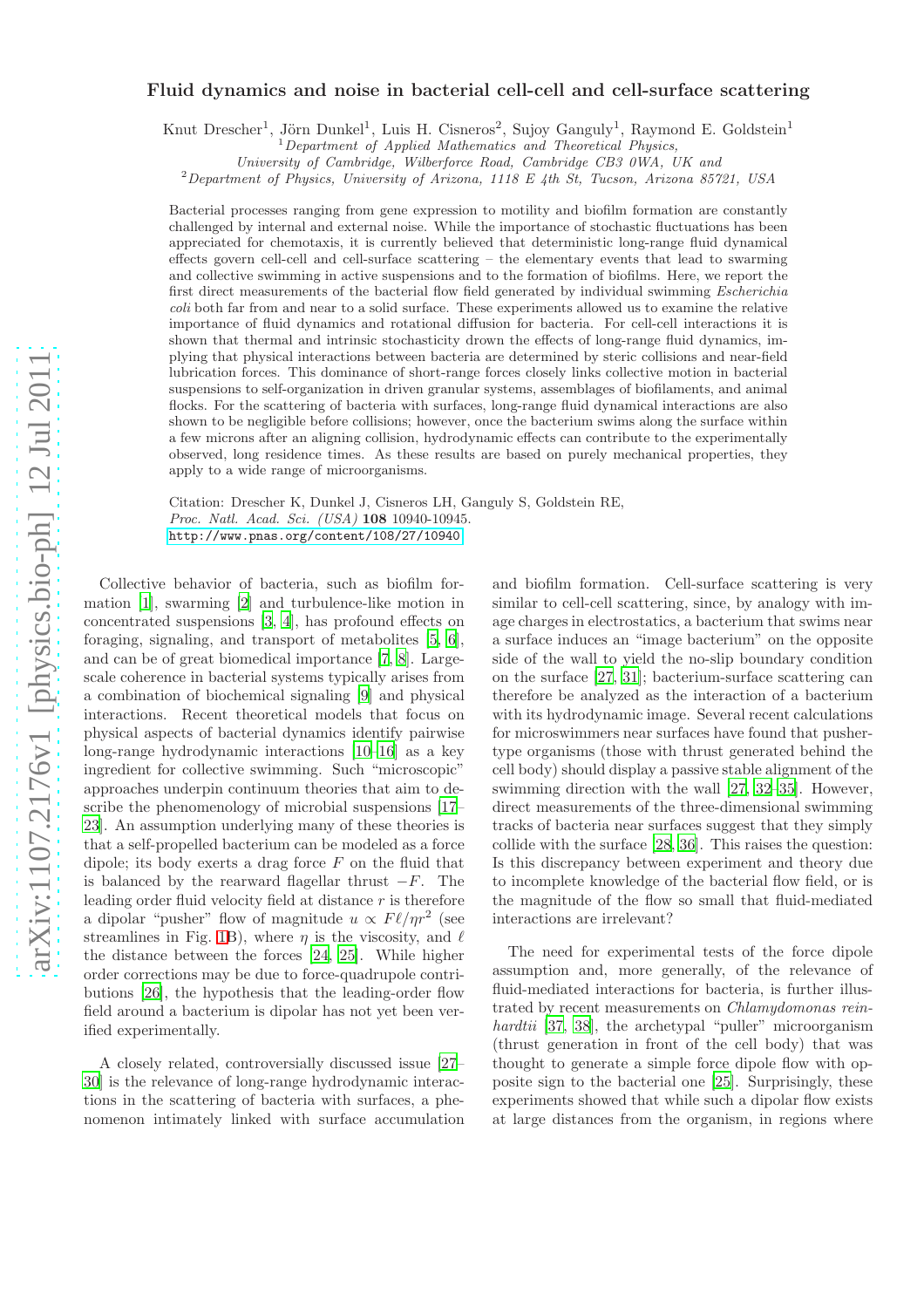# Fluid dynamics and noise in bacterial cell-cell and cell-surface scattering

Knut Drescher[1], Jörn Dunkel[1], Luis H. Cisneros[2], Sujoy Ganguly[1], Raymond E. Goldstein[1]

[1] *Department of Applied Mathematics and Theoretical Physics, University of Cambridge, Wilberforce Road, Cambridge CB3 0WA, UK and*

[2] *Department of Physics, University of Arizona, 1118 E 4th St, Tucson, Arizona 85721, USA*

Bacterial processes ranging from gene expression to motility and biofilm formation are constantly challenged by internal and external noise. While the importance of stochastic fluctuations has been appreciated for chemotaxis, it is currently believed that deterministic long-range fluid dynamical effects govern cell-cell and cell-surface scattering – the elementary events that lead to swarming and collective swimming in active suspensions and to the formation of biofilms. Here, we report the first direct measurements of the bacterial flow field generated by individual swimming *Escherichia coli* both far from and near to a solid surface. These experiments allowed us to examine the relative importance of fluid dynamics and rotational diffusion for bacteria. For cell-cell interactions it is shown that thermal and intrinsic stochasticity drown the effects of long-range fluid dynamics, implying that physical interactions between bacteria are determined by steric collisions and near-field lubrication forces. This dominance of short-range forces closely links collective motion in bacterial suspensions to self-organization in driven granular systems, assemblages of biofilaments, and animal flocks. For the scattering of bacteria with surfaces, long-range fluid dynamical interactions are also shown to be negligible before collisions; however, once the bacterium swims along the surface within a few microns after an aligning collision, hydrodynamic effects can contribute to the experimentally observed, long residence times. As these results are based on purely mechanical properties, they apply to a wide range of microorganisms.

Citation: Drescher K, Dunkel J, Cisneros LH, Ganguly S, Goldstein RE, *Proc. Natl. Acad. Sci. (USA)* **108** 10940-10945. http://www.pnas.org/content/108/27/10940

Collective behavior of bacteria, such as biofilm formation [1], swarming [2] and turbulence-like motion in concentrated suspensions [3, 4], has profound effects on foraging, signaling, and transport of metabolites [5, 6], and can be of great biomedical importance [7, 8]. Large-scale coherence in bacterial systems typically arises from a combination of biochemical signaling [9] and physical interactions. Recent theoretical models that focus on physical aspects of bacterial dynamics identify pairwise long-range hydrodynamic interactions [10–16] as a key ingredient for collective swimming. Such "microscopic" approaches underpin continuum theories that aim to describe the phenomenology of microbial suspensions [17–23]. An assumption underlying many of these theories is that a self-propelled bacterium can be modeled as a force dipole; its body exerts a drag force $F$ on the fluid that is balanced by the rearward flagellar thrust $-F$. The leading order fluid velocity field at distance $r$ is therefore a dipolar "pusher" flow of magnitude $u \propto F\ell/\eta r^2$ (see streamlines in Fig. 1B), where $\eta$ is the viscosity, and $\ell$ the distance between the forces [24, 25]. While higher order corrections may be due to force-quadrupole contributions [26], the hypothesis that the leading-order flow field around a bacterium is dipolar has not yet been verified experimentally.

A closely related, controversially discussed issue [27–30] is the relevance of long-range hydrodynamic interactions in the scattering of bacteria with surfaces, a phenomenon intimately linked with surface accumulation and biofilm formation. Cell-surface scattering is very similar to cell-cell scattering, since, by analogy with image charges in electrostatics, a bacterium that swims near a surface induces an "image bacterium" on the opposite side of the wall to yield the no-slip boundary condition on the surface [27, 31]; bacterium-surface scattering can therefore be analyzed as the interaction of a bacterium with its hydrodynamic image. Several recent calculations for microswimmers near surfaces have found that pusher-type organisms (those with thrust generated behind the cell body) should display a passive stable alignment of the swimming direction with the wall [27, 32–35]. However, direct measurements of the three-dimensional swimming tracks of bacteria near surfaces suggest that they simply collide with the surface [28, 36]. This raises the question: Is this discrepancy between experiment and theory due to incomplete knowledge of the bacterial flow field, or is the magnitude of the flow so small that fluid-mediated interactions are irrelevant?

The need for experimental tests of the force dipole assumption and, more generally, of the relevance of fluid-mediated interactions for bacteria, is further illustrated by recent measurements on *Chlamydomonas reinhardtii* [37, 38], the archetypal "puller" microorganism (thrust generation in front of the cell body) that was thought to generate a simple force dipole flow with opposite sign to the bacterial one [25]. Surprisingly, these experiments showed that while such a dipolar flow exists at large distances from the organism, in regions where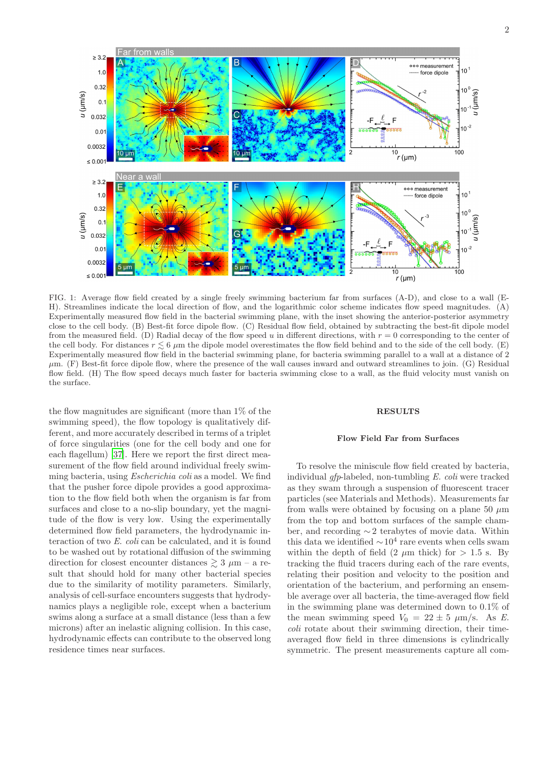FIG. 1: Average flow field created by a single freely swimming bacterium far from surfaces (A-D), and close to a wall (E-H). Streamlines indicate the local direction of flow, and the logarithmic color scheme indicates flow speed magnitudes. (A) Experimentally measured flow field in the bacterial swimming plane, with the inset showing the anterior-posterior asymmetry close to the cell body. (B) Best-fit force dipole flow. (C) Residual flow field, obtained by subtracting the best-fit dipole model from the measured field. (D) Radial decay of the flow speed $u$ in different directions, with $r = 0$ corresponding to the center of the cell body. For distances $r \lesssim 6$ $\mu$m the dipole model overestimates the flow field behind and to the side of the cell body. (E) Experimentally measured flow field in the bacterial swimming plane, for bacteria swimming parallel to a wall at a distance of 2 $\mu$m. (F) Best-fit force dipole flow, where the presence of the wall causes inward and outward streamlines to join. (G) Residual flow field. (H) The flow speed decays much faster for bacteria swimming close to a wall, as the fluid velocity must vanish on the surface.

the flow magnitudes are significant (more than 1% of the swimming speed), the flow topology is qualitatively different, and more accurately described in terms of a triplet of force singularities (one for the cell body and one for each flagellum) [37]. Here we report the first direct measurement of the flow field around individual freely swimming bacteria, using *Escherichia coli* as a model. We find that the pusher force dipole provides a good approximation to the flow field both when the organism is far from surfaces and close to a no-slip boundary, yet the magnitude of the flow is very low. Using the experimentally determined flow field parameters, the hydrodynamic interaction of two *E. coli* can be calculated, and it is found to be washed out by rotational diffusion of the swimming direction for closest encounter distances $\gtrsim 3$ $\mu$m – a result that should hold for many other bacterial species due to the similarity of motility parameters. Similarly, analysis of cell-surface encounters suggests that hydrodynamics plays a negligible role, except when a bacterium swims along a surface at a small distance (less than a few microns) after an inelastic aligning collision. In this case, hydrodynamic effects can contribute to the observed long residence times near surfaces.

## RESULTS

### Flow Field Far from Surfaces

To resolve the miniscule flow field created by bacteria, individual *gfp*-labeled, non-tumbling *E. coli* were tracked as they swam through a suspension of fluorescent tracer particles (see Materials and Methods). Measurements far from walls were obtained by focusing on a plane 50 $\mu$m from the top and bottom surfaces of the sample chamber, and recording $\sim$2 terabytes of movie data. Within this data we identified $\sim$$10^4$ rare events when cells swam within the depth of field (2 $\mu$m thick) for $>$ 1.5 s. By tracking the fluid tracers during each of the rare events, relating their position and velocity to the position and orientation of the bacterium, and performing an ensemble average over all bacteria, the time-averaged flow field in the swimming plane was determined down to 0.1% of the mean swimming speed $V_0 = 22 \pm 5$ $\mu$m/s. As *E. coli* rotate about their swimming direction, their time-averaged flow field in three dimensions is cylindrically symmetric. The present measurements capture all com-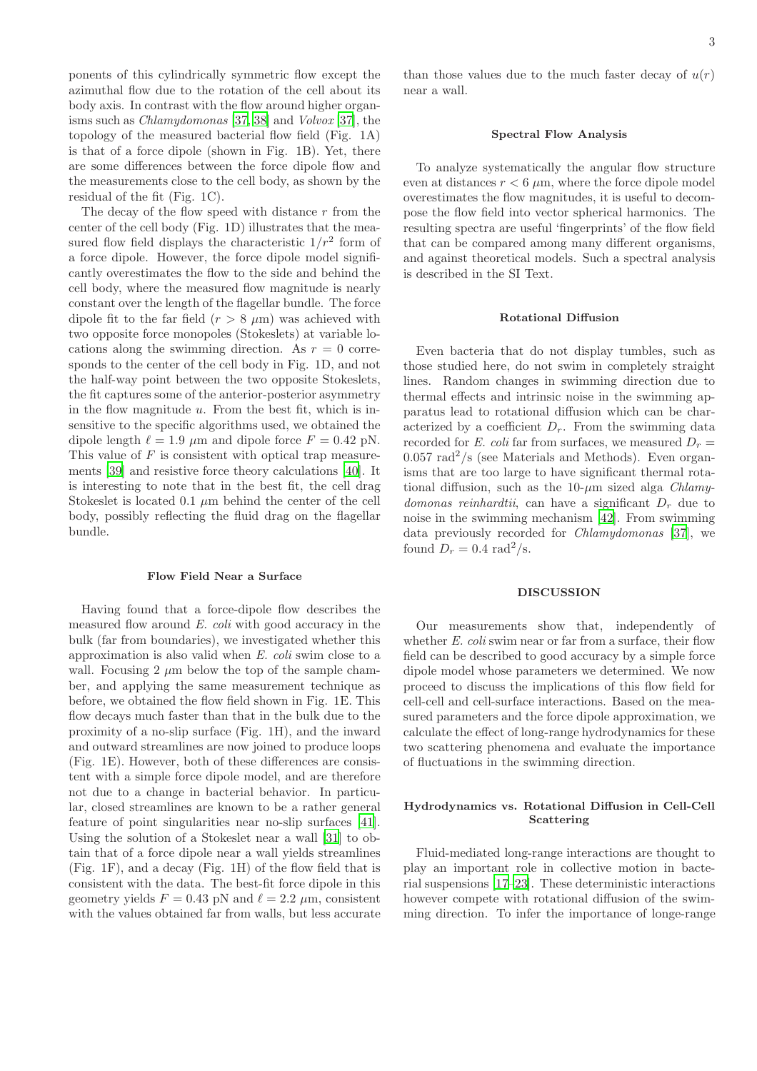ponents of this cylindrically symmetric flow except the azimuthal flow due to the rotation of the cell about its body axis. In contrast with the flow around higher organisms such as *Chlamydomonas* [37, 38] and *Volvox* [37], the topology of the measured bacterial flow field (Fig. 1A) is that of a force dipole (shown in Fig. 1B). Yet, there are some differences between the force dipole flow and the measurements close to the cell body, as shown by the residual of the fit (Fig. 1C).

The decay of the flow speed with distance $r$ from the center of the cell body (Fig. 1D) illustrates that the measured flow field displays the characteristic $1/r^2$ form of a force dipole. However, the force dipole model significantly overestimates the flow to the side and behind the cell body, where the measured flow magnitude is nearly constant over the length of the flagellar bundle. The force dipole fit to the far field ($r > 8$ $\mu$m) was achieved with two opposite force monopoles (Stokeslets) at variable locations along the swimming direction. As $r = 0$ corresponds to the center of the cell body in Fig. 1D, and not the half-way point between the two opposite Stokeslets, the fit captures some of the anterior-posterior asymmetry in the flow magnitude $u$. From the best fit, which is insensitive to the specific algorithms used, we obtained the dipole length $\ell = 1.9$ $\mu$m and dipole force $F = 0.42$ pN. This value of $F$ is consistent with optical trap measurements [39] and resistive force theory calculations [40]. It is interesting to note that in the best fit, the cell drag Stokeslet is located 0.1 $\mu$m behind the center of the cell body, possibly reflecting the fluid drag on the flagellar bundle.

### Flow Field Near a Surface

Having found that a force-dipole flow describes the measured flow around *E. coli* with good accuracy in the bulk (far from boundaries), we investigated whether this approximation is also valid when *E. coli* swim close to a wall. Focusing 2 $\mu$m below the top of the sample chamber, and applying the same measurement technique as before, we obtained the flow field shown in Fig. 1E. This flow decays much faster than that in the bulk due to the proximity of a no-slip surface (Fig. 1H), and the inward and outward streamlines are now joined to produce loops (Fig. 1E). However, both of these differences are consistent with a simple force dipole model, and are therefore not due to a change in bacterial behavior. In particular, closed streamlines are known to be a rather general feature of point singularities near no-slip surfaces [41]. Using the solution of a Stokeslet near a wall [31] to obtain that of a force dipole near a wall yields streamlines (Fig. 1F), and a decay (Fig. 1H) of the flow field that is consistent with the data. The best-fit force dipole in this geometry yields $F = 0.43$ pN and $\ell = 2.2$ $\mu$m, consistent with the values obtained far from walls, but less accurate than those values due to the much faster decay of $u(r)$ near a wall.

### Spectral Flow Analysis

To analyze systematically the angular flow structure even at distances $r < 6$ $\mu$m, where the force dipole model overestimates the flow magnitudes, it is useful to decompose the flow field into vector spherical harmonics. The resulting spectra are useful 'fingerprints' of the flow field that can be compared among many different organisms, and against theoretical models. Such a spectral analysis is described in the SI Text.

### Rotational Diffusion

Even bacteria that do not display tumbles, such as those studied here, do not swim in completely straight lines. Random changes in swimming direction due to thermal effects and intrinsic noise in the swimming apparatus lead to rotational diffusion which can be characterized by a coefficient $D_r$. From the swimming data recorded for *E. coli* far from surfaces, we measured $D_r = 0.057$ rad$^2$/s (see Materials and Methods). Even organisms that are too large to have significant thermal rotational diffusion, such as the 10-$\mu$m sized alga *Chlamydomonas reinhardtii*, can have a significant $D_r$ due to noise in the swimming mechanism [42]. From swimming data previously recorded for *Chlamydomonas* [37], we found $D_r = 0.4$ rad$^2$/s.

## DISCUSSION

Our measurements show that, independently of whether *E. coli* swim near or far from a surface, their flow field can be described to good accuracy by a simple force dipole model whose parameters we determined. We now proceed to discuss the implications of this flow field for cell-cell and cell-surface interactions. Based on the measured parameters and the force dipole approximation, we calculate the effect of long-range hydrodynamics for these two scattering phenomena and evaluate the importance of fluctuations in the swimming direction.

### Hydrodynamics vs. Rotational Diffusion in Cell-Cell Scattering

Fluid-mediated long-range interactions are thought to play an important role in collective motion in bacterial suspensions [17–23]. These deterministic interactions however compete with rotational diffusion of the swimming direction. To infer the importance of longe-range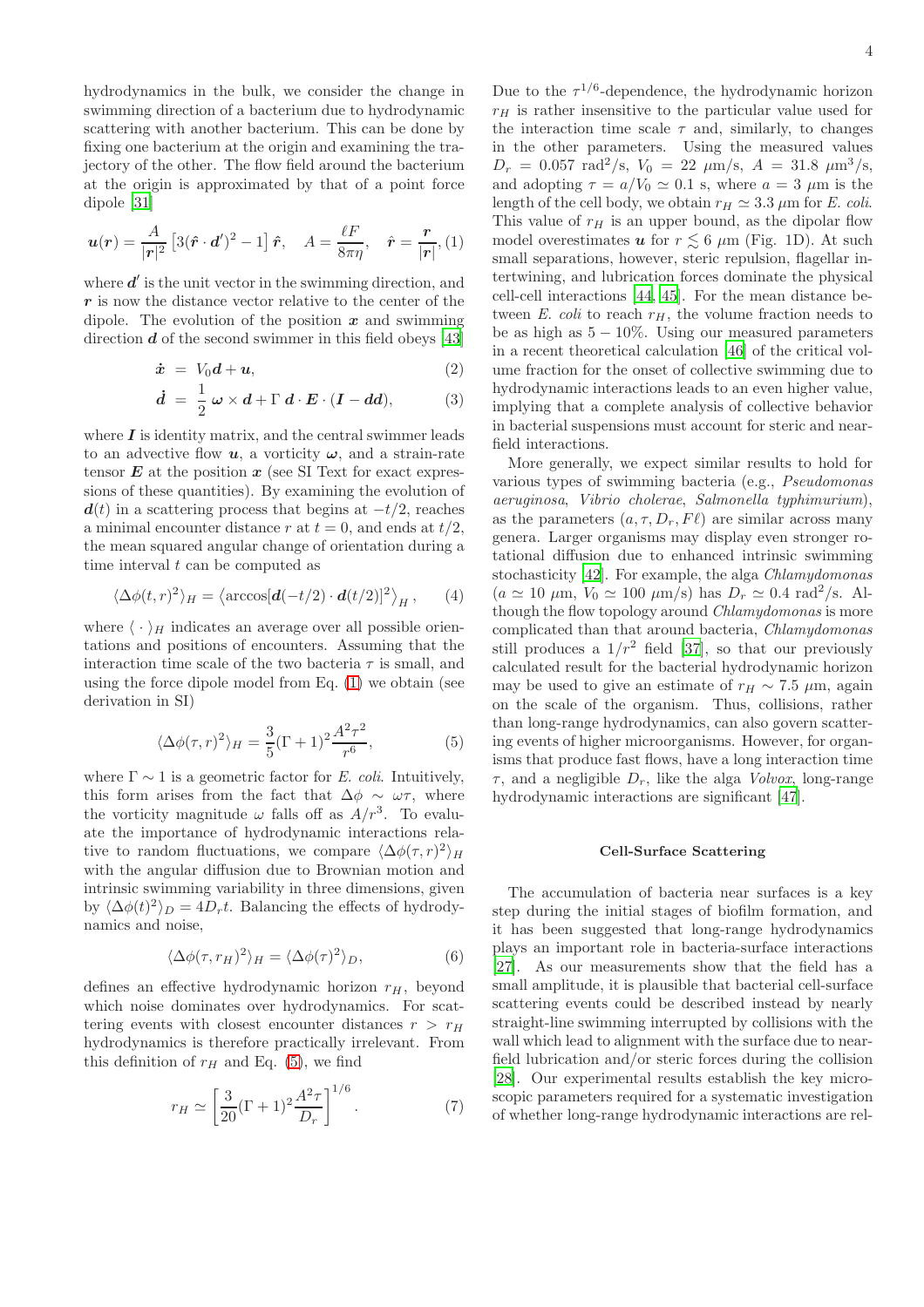hydrodynamics in the bulk, we consider the change in swimming direction of a bacterium due to hydrodynamic scattering with another bacterium. This can be done by fixing one bacterium at the origin and examining the trajectory of the other. The flow field around the bacterium at the origin is approximated by that of a point force dipole [31]

$$\boldsymbol{u}(\boldsymbol{r}) = \frac{A}{|\boldsymbol{r}|^2}\left[3(\hat{\boldsymbol{r}}\cdot\boldsymbol{d}')^2 - 1\right]\hat{\boldsymbol{r}}, \quad A = \frac{\ell F}{8\pi\eta}, \quad \hat{\boldsymbol{r}} = \frac{\boldsymbol{r}}{|\boldsymbol{r}|}, \tag{1}$$

where $\boldsymbol{d}'$ is the unit vector in the swimming direction, and $\boldsymbol{r}$ is now the distance vector relative to the center of the dipole. The evolution of the position $\boldsymbol{x}$ and swimming direction $\boldsymbol{d}$ of the second swimmer in this field obeys [43]

$$\dot{\boldsymbol{x}} = V_0\boldsymbol{d} + \boldsymbol{u}, \tag{2}$$

$$\dot{\boldsymbol{d}} = \frac{1}{2}\,\boldsymbol{\omega}\times\boldsymbol{d} + \Gamma\,\boldsymbol{d}\cdot\boldsymbol{E}\cdot(\boldsymbol{I} - \boldsymbol{dd}), \tag{3}$$

where $\boldsymbol{I}$ is identity matrix, and the central swimmer leads to an advective flow $\boldsymbol{u}$, a vorticity $\boldsymbol{\omega}$, and a strain-rate tensor $\boldsymbol{E}$ at the position $\boldsymbol{x}$ (see SI Text for exact expressions of these quantities). By examining the evolution of $\boldsymbol{d}(t)$ in a scattering process that begins at $-t/2$, reaches a minimal encounter distance $r$ at $t = 0$, and ends at $t/2$, the mean squared angular change of orientation during a time interval $t$ can be computed as

$$\langle\Delta\phi(t,r)^2\rangle_H = \left\langle \arccos[\boldsymbol{d}(-t/2)\cdot\boldsymbol{d}(t/2)]^2\right\rangle_H, \tag{4}$$

where $\langle\cdot\rangle_H$ indicates an average over all possible orientations and positions of encounters. Assuming that the interaction time scale of the two bacteria $\tau$ is small, and using the force dipole model from Eq. (1) we obtain (see derivation in SI)

$$\langle\Delta\phi(\tau,r)^2\rangle_H = \frac{3}{5}(\Gamma+1)^2\frac{A^2\tau^2}{r^6}, \tag{5}$$

where $\Gamma \sim 1$ is a geometric factor for *E. coli*. Intuitively, this form arises from the fact that $\Delta\phi \sim \omega\tau$, where the vorticity magnitude $\omega$ falls off as $A/r^3$. To evaluate the importance of hydrodynamic interactions relative to random fluctuations, we compare $\langle\Delta\phi(\tau,r)^2\rangle_H$ with the angular diffusion due to Brownian motion and intrinsic swimming variability in three dimensions, given by $\langle\Delta\phi(t)^2\rangle_D = 4D_r t$. Balancing the effects of hydrodynamics and noise,

$$\langle\Delta\phi(\tau,r_H)^2\rangle_H = \langle\Delta\phi(\tau)^2\rangle_D, \tag{6}$$

defines an effective hydrodynamic horizon $r_H$, beyond which noise dominates over hydrodynamics. For scattering events with closest encounter distances $r > r_H$ hydrodynamics is therefore practically irrelevant. From this definition of $r_H$ and Eq. (5), we find

$$r_H \simeq \left[\frac{3}{20}(\Gamma+1)^2\frac{A^2\tau}{D_r}\right]^{1/6}. \tag{7}$$

Due to the $\tau^{1/6}$-dependence, the hydrodynamic horizon $r_H$ is rather insensitive to the particular value used for the interaction time scale $\tau$ and, similarly, to changes in the other parameters. Using the measured values $D_r = 0.057$ rad$^2$/s, $V_0 = 22$ $\mu$m/s, $A = 31.8$ $\mu$m$^3$/s, and adopting $\tau = a/V_0 \simeq 0.1$ s, where $a = 3$ $\mu$m is the length of the cell body, we obtain $r_H \simeq 3.3$ $\mu$m for *E. coli*. This value of $r_H$ is an upper bound, as the dipolar flow model overestimates $\boldsymbol{u}$ for $r \lesssim 6$ $\mu$m (Fig. 1D). At such small separations, however, steric repulsion, flagellar intertwining, and lubrication forces dominate the physical cell-cell interactions [44, 45]. For the mean distance between *E. coli* to reach $r_H$, the volume fraction needs to be as high as $5-10\%$. Using our measured parameters in a recent theoretical calculation [46] of the critical volume fraction for the onset of collective swimming due to hydrodynamic interactions leads to an even higher value, implying that a complete analysis of collective behavior in bacterial suspensions must account for steric and near-field interactions.

More generally, we expect similar results to hold for various types of swimming bacteria (e.g., *Pseudomonas aeruginosa*, *Vibrio cholerae*, *Salmonella typhimurium*), as the parameters $(a, \tau, D_r, F\ell)$ are similar across many genera. Larger organisms may display even stronger rotational diffusion due to enhanced intrinsic swimming stochasticity [42]. For example, the alga *Chlamydomonas* ($a \simeq 10$ $\mu$m, $V_0 \simeq 100$ $\mu$m/s) has $D_r \simeq 0.4$ rad$^2$/s. Although the flow topology around *Chlamydomonas* is more complicated than that around bacteria, *Chlamydomonas* still produces a $1/r^2$ field [37], so that our previously calculated result for the bacterial hydrodynamic horizon may be used to give an estimate of $r_H \sim 7.5$ $\mu$m, again on the scale of the organism. Thus, collisions, rather than long-range hydrodynamics, can also govern scattering events of higher microorganisms. However, for organisms that produce fast flows, have a long interaction time $\tau$, and a negligible $D_r$, like the alga *Volvox*, long-range hydrodynamic interactions are significant [47].

### Cell-Surface Scattering

The accumulation of bacteria near surfaces is a key step during the initial stages of biofilm formation, and it has been suggested that long-range hydrodynamics plays an important role in bacteria-surface interactions [27]. As our measurements show that the field has a small amplitude, it is plausible that bacterial cell-surface scattering events could be described instead by nearly straight-line swimming interrupted by collisions with the wall which lead to alignment with the surface due to near-field lubrication and/or steric forces during the collision [28]. Our experimental results establish the key microscopic parameters required for a systematic investigation of whether long-range hydrodynamic interactions are rel-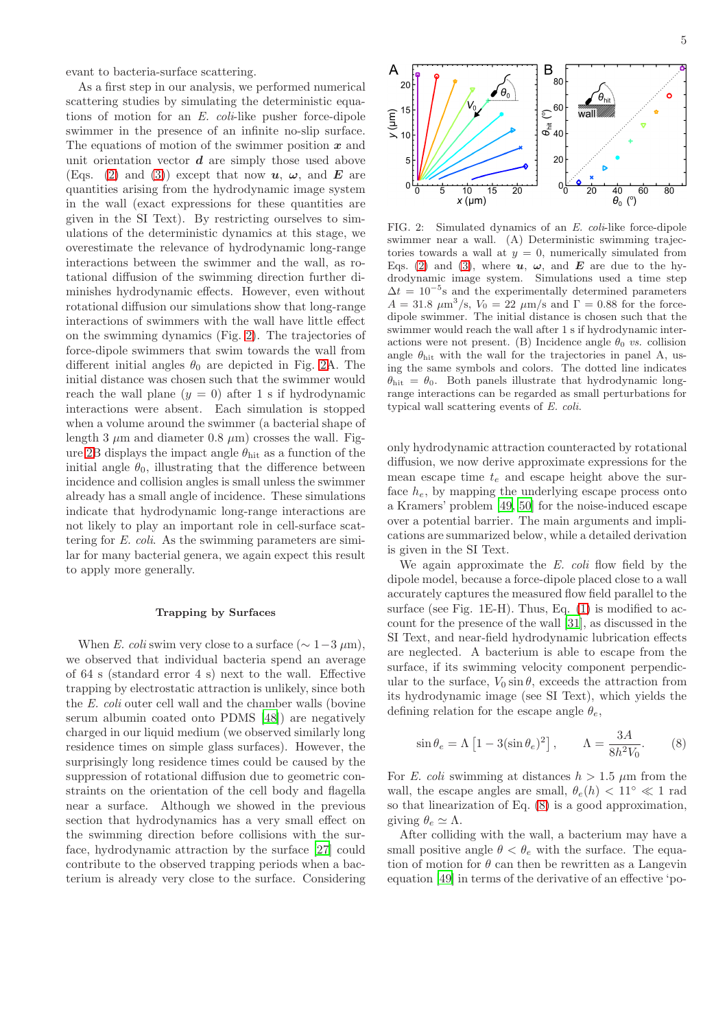evant to bacteria-surface scattering.

As a first step in our analysis, we performed numerical scattering studies by simulating the deterministic equations of motion for an *E. coli*-like pusher force-dipole swimmer in the presence of an infinite no-slip surface. The equations of motion of the swimmer position $\boldsymbol{x}$ and unit orientation vector $\boldsymbol{d}$ are simply those used above (Eqs. (2) and (3)) except that now $\boldsymbol{u}$, $\boldsymbol{\omega}$, and $\boldsymbol{E}$ are quantities arising from the hydrodynamic image system in the wall (exact expressions for these quantities are given in the SI Text). By restricting ourselves to simulations of the deterministic dynamics at this stage, we overestimate the relevance of hydrodynamic long-range interactions between the swimmer and the wall, as rotational diffusion of the swimming direction further diminishes hydrodynamic effects. However, even without rotational diffusion our simulations show that long-range interactions of swimmers with the wall have little effect on the swimming dynamics (Fig. 2). The trajectories of force-dipole swimmers that swim towards the wall from different initial angles $\theta_0$ are depicted in Fig. 2A. The initial distance was chosen such that the swimmer would reach the wall plane ($y = 0$) after 1 s if hydrodynamic interactions were absent. Each simulation is stopped when a volume around the swimmer (a bacterial shape of length 3 $\mu$m and diameter 0.8 $\mu$m) crosses the wall. Figure 2B displays the impact angle $\theta_{\rm hit}$ as a function of the initial angle $\theta_0$, illustrating that the difference between incidence and collision angles is small unless the swimmer already has a small angle of incidence. These simulations indicate that hydrodynamic long-range interactions are not likely to play an important role in cell-surface scattering for *E. coli*. As the swimming parameters are similar for many bacterial genera, we again expect this result to apply more generally.

FIG. 2: Simulated dynamics of an *E. coli*-like force-dipole swimmer near a wall. (A) Deterministic swimming trajectories towards a wall at $y = 0$, numerically simulated from Eqs. (2) and (3), where $\boldsymbol{u}$, $\boldsymbol{\omega}$, and $\boldsymbol{E}$ are due to the hydrodynamic image system. Simulations used a time step $\Delta t = 10^{-5}$s and the experimentally determined parameters $A = 31.8$ $\mu$m$^3$/s, $V_0 = 22$ $\mu$m/s and $\Gamma = 0.88$ for the force-dipole swimmer. The initial distance is chosen such that the swimmer would reach the wall after 1 s if hydrodynamic interactions were not present. (B) Incidence angle $\theta_0$ *vs.* collision angle $\theta_{\rm hit}$ with the wall for the trajectories in panel A, using the same symbols and colors. The dotted line indicates $\theta_{\rm hit} = \theta_0$. Both panels illustrate that hydrodynamic long-range interactions can be regarded as small perturbations for typical wall scattering events of *E. coli*.

## Trapping by Surfaces

When *E. coli* swim very close to a surface ($\sim 1-3$ $\mu$m), we observed that individual bacteria spend an average of 64 s (standard error 4 s) next to the wall. Effective trapping by electrostatic attraction is unlikely, since both the *E. coli* outer cell wall and the chamber walls (bovine serum albumin coated onto PDMS [48]) are negatively charged in our liquid medium (we observed similarly long residence times on simple glass surfaces). However, the surprisingly long residence times could be caused by the suppression of rotational diffusion due to geometric constraints on the orientation of the cell body and flagella near a surface. Although we showed in the previous section that hydrodynamics has a very small effect on the swimming direction before collisions with the surface, hydrodynamic attraction by the surface [27] could contribute to the observed trapping periods when a bacterium is already very close to the surface. Considering only hydrodynamic attraction counteracted by rotational diffusion, we now derive approximate expressions for the mean escape time $t_e$ and escape height above the surface $h_e$, by mapping the underlying escape process onto a Kramers' problem [49, 50] for the noise-induced escape over a potential barrier. The main arguments and implications are summarized below, while a detailed derivation is given in the SI Text.

We again approximate the *E. coli* flow field by the dipole model, because a force-dipole placed close to a wall accurately captures the measured flow field parallel to the surface (see Fig. 1E-H). Thus, Eq. (1) is modified to account for the presence of the wall [31], as discussed in the SI Text, and near-field hydrodynamic lubrication effects are neglected. A bacterium is able to escape from the surface, if its swimming velocity component perpendicular to the surface, $V_0 \sin\theta$, exceeds the attraction from its hydrodynamic image (see SI Text), which yields the defining relation for the escape angle $\theta_e$,

$$\sin\theta_e = \Lambda\left[1 - 3(\sin\theta_e)^2\right], \qquad \Lambda = \frac{3A}{8h^2 V_0}. \tag{8}$$

For *E. coli* swimming at distances $h > 1.5$ $\mu$m from the wall, the escape angles are small, $\theta_e(h) < 11^\circ \ll 1$ rad so that linearization of Eq. (8) is a good approximation, giving $\theta_e \simeq \Lambda$.

After colliding with the wall, a bacterium may have a small positive angle $\theta < \theta_e$ with the surface. The equation of motion for $\theta$ can then be rewritten as a Langevin equation [49] in terms of the derivative of an effective 'po-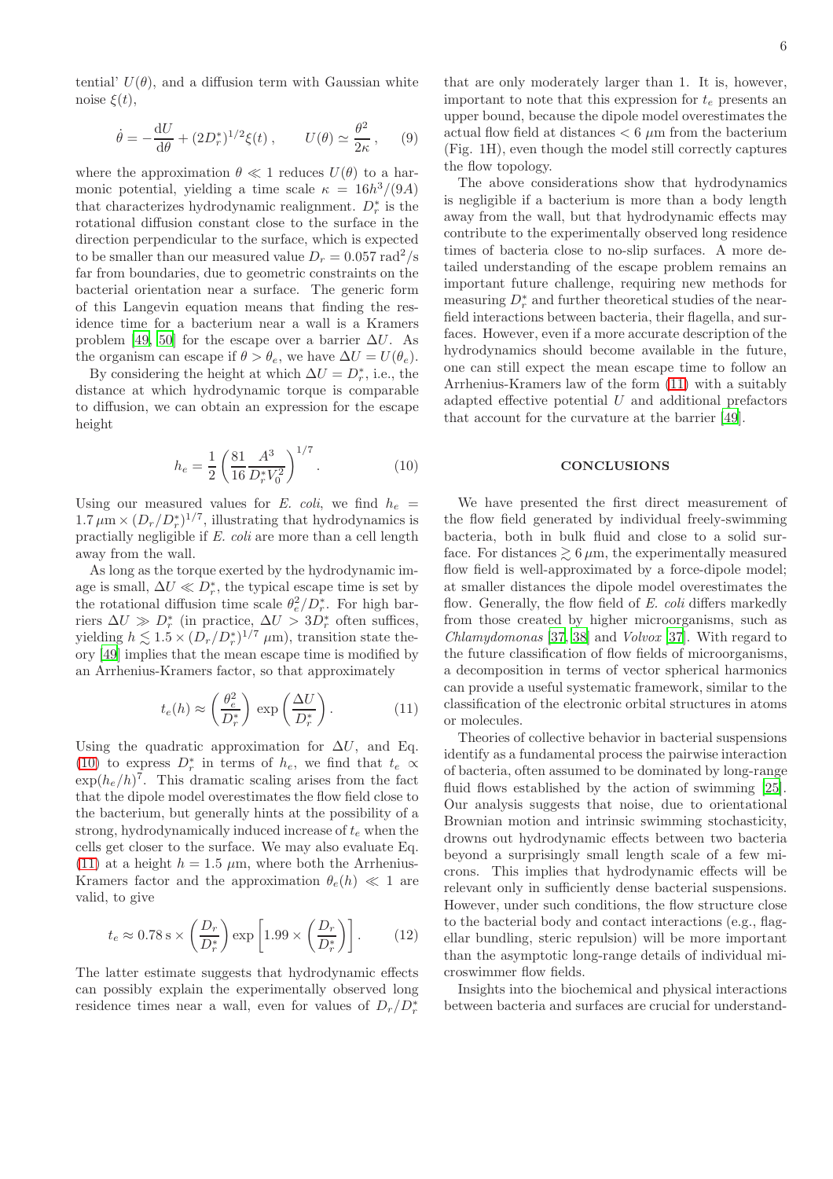tential' $U(\theta)$, and a diffusion term with Gaussian white noise $\xi(t)$,

$$\dot{\theta} = -\frac{\mathrm{d}U}{\mathrm{d}\theta} + (2D_r^*)^{1/2}\xi(t)\,, \qquad U(\theta) \simeq \frac{\theta^2}{2\kappa}\,, \tag{9}$$

where the approximation $\theta \ll 1$ reduces $U(\theta)$ to a harmonic potential, yielding a time scale $\kappa = 16h^3/(9A)$ that characterizes hydrodynamic realignment. $D_r^*$ is the rotational diffusion constant close to the surface in the direction perpendicular to the surface, which is expected to be smaller than our measured value $D_r = 0.057$ rad$^2$/s far from boundaries, due to geometric constraints on the bacterial orientation near a surface. The generic form of this Langevin equation means that finding the residence time for a bacterium near a wall is a Kramers problem [49, 50] for the escape over a barrier $\Delta U$. As the organism can escape if $\theta > \theta_e$, we have $\Delta U = U(\theta_e)$.

By considering the height at which $\Delta U = D_r^*$, i.e., the distance at which hydrodynamic torque is comparable to diffusion, we can obtain an expression for the escape height

$$h_e = \frac{1}{2}\left(\frac{81}{16}\frac{A^3}{D_r^* V_0^2}\right)^{1/7}. \tag{10}$$

Using our measured values for *E. coli*, we find $h_e = 1.7\,\mu\mathrm{m} \times (D_r/D_r^*)^{1/7}$, illustrating that hydrodynamics is practially negligible if *E. coli* are more than a cell length away from the wall.

As long as the torque exerted by the hydrodynamic image is small, $\Delta U \ll D_r^*$, the typical escape time is set by the rotational diffusion time scale $\theta_e^2/D_r^*$. For high barriers $\Delta U \gg D_r^*$ (in practice, $\Delta U > 3D_r^*$ often suffices, yielding $h \lesssim 1.5 \times (D_r/D_r^*)^{1/7}$ $\mu$m), transition state theory [49] implies that the mean escape time is modified by an Arrhenius-Kramers factor, so that approximately

$$t_e(h) \approx \left(\frac{\theta_e^2}{D_r^*}\right)\exp\left(\frac{\Delta U}{D_r^*}\right). \tag{11}$$

Using the quadratic approximation for $\Delta U$, and Eq. (10) to express $D_r^*$ in terms of $h_e$, we find that $t_e \propto \exp(h_e/h)^7$. This dramatic scaling arises from the fact that the dipole model overestimates the flow field close to the bacterium, but generally hints at the possibility of a strong, hydrodynamically induced increase of $t_e$ when the cells get closer to the surface. We may also evaluate Eq. (11) at a height $h = 1.5$ $\mu$m, where both the Arrhenius-Kramers factor and the approximation $\theta_e(h) \ll 1$ are valid, to give

$$t_e \approx 0.78\,\mathrm{s} \times \left(\frac{D_r}{D_r^*}\right)\exp\left[1.99 \times \left(\frac{D_r}{D_r^*}\right)\right]. \tag{12}$$

The latter estimate suggests that hydrodynamic effects can possibly explain the experimentally observed long residence times near a wall, even for values of $D_r/D_r^*$ that are only moderately larger than 1. It is, however, important to note that this expression for $t_e$ presents an upper bound, because the dipole model overestimates the actual flow field at distances $< 6$ $\mu$m from the bacterium (Fig. 1H), even though the model still correctly captures the flow topology.

The above considerations show that hydrodynamics is negligible if a bacterium is more than a body length away from the wall, but that hydrodynamic effects may contribute to the experimentally observed long residence times of bacteria close to no-slip surfaces. A more detailed understanding of the escape problem remains an important future challenge, requiring new methods for measuring $D_r^*$ and further theoretical studies of the near-field interactions between bacteria, their flagella, and surfaces. However, even if a more accurate description of the hydrodynamics should become available in the future, one can still expect the mean escape time to follow an Arrhenius-Kramers law of the form (11) with a suitably adapted effective potential $U$ and additional prefactors that account for the curvature at the barrier [49].

## CONCLUSIONS

We have presented the first direct measurement of the flow field generated by individual freely-swimming bacteria, both in bulk fluid and close to a solid surface. For distances $\gtrsim 6\,\mu$m, the experimentally measured flow field is well-approximated by a force-dipole model; at smaller distances the dipole model overestimates the flow. Generally, the flow field of *E. coli* differs markedly from those created by higher microorganisms, such as *Chlamydomonas* [37, 38] and *Volvox* [37]. With regard to the future classification of flow fields of microorganisms, a decomposition in terms of vector spherical harmonics can provide a useful systematic framework, similar to the classification of the electronic orbital structures in atoms or molecules.

Theories of collective behavior in bacterial suspensions identify as a fundamental process the pairwise interaction of bacteria, often assumed to be dominated by long-range fluid flows established by the action of swimming [25]. Our analysis suggests that noise, due to orientational Brownian motion and intrinsic swimming stochasticity, drowns out hydrodynamic effects between two bacteria beyond a surprisingly small length scale of a few microns. This implies that hydrodynamic effects will be relevant only in sufficiently dense bacterial suspensions. However, under such conditions, the flow structure close to the bacterial body and contact interactions (e.g., flagellar bundling, steric repulsion) will be more important than the asymptotic long-range details of individual microswimmer flow fields.

Insights into the biochemical and physical interactions between bacteria and surfaces are crucial for understand-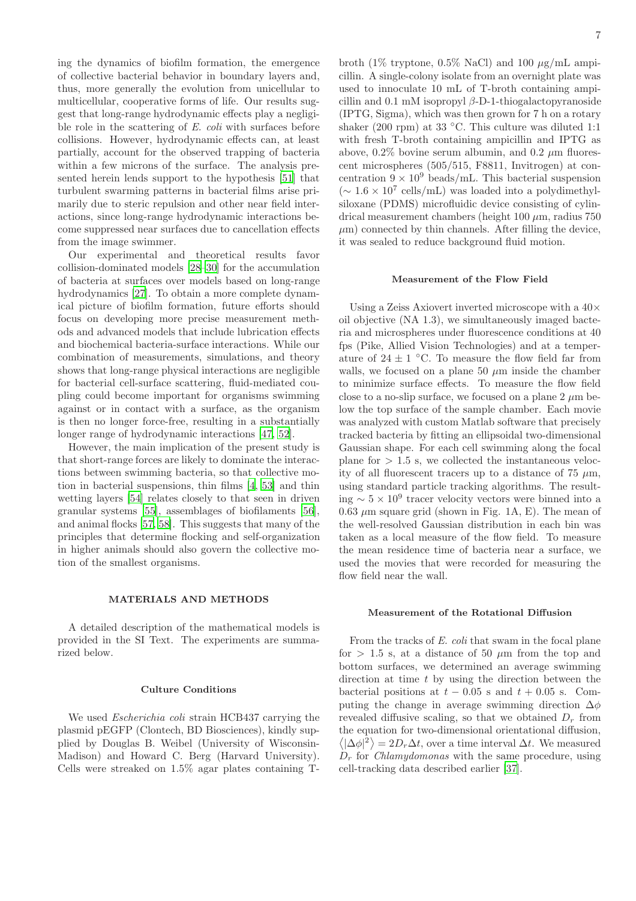ing the dynamics of biofilm formation, the emergence of collective bacterial behavior in boundary layers and, thus, more generally the evolution from unicellular to multicellular, cooperative forms of life. Our results suggest that long-range hydrodynamic effects play a negligible role in the scattering of *E. coli* with surfaces before collisions. However, hydrodynamic effects can, at least partially, account for the observed trapping of bacteria within a few microns of the surface. The analysis presented herein lends support to the hypothesis [51] that turbulent swarming patterns in bacterial films arise primarily due to steric repulsion and other near field interactions, since long-range hydrodynamic interactions become suppressed near surfaces due to cancellation effects from the image swimmer.

Our experimental and theoretical results favor collision-dominated models [28–30] for the accumulation of bacteria at surfaces over models based on long-range hydrodynamics [27]. To obtain a more complete dynamical picture of biofilm formation, future efforts should focus on developing more precise measurement methods and advanced models that include lubrication effects and biochemical bacteria-surface interactions. While our combination of measurements, simulations, and theory shows that long-range physical interactions are negligible for bacterial cell-surface scattering, fluid-mediated coupling could become important for organisms swimming against or in contact with a surface, as the organism is then no longer force-free, resulting in a substantially longer range of hydrodynamic interactions [47, 52].

However, the main implication of the present study is that short-range forces are likely to dominate the interactions between swimming bacteria, so that collective motion in bacterial suspensions, thin films [4, 53] and thin wetting layers [54] relates closely to that seen in driven granular systems [55], assemblages of biofilaments [56], and animal flocks [57, 58]. This suggests that many of the principles that determine flocking and self-organization in higher animals should also govern the collective motion of the smallest organisms.

## MATERIALS AND METHODS

A detailed description of the mathematical models is provided in the SI Text. The experiments are summarized below.

### Culture Conditions

We used *Escherichia coli* strain HCB437 carrying the plasmid pEGFP (Clontech, BD Biosciences), kindly supplied by Douglas B. Weibel (University of Wisconsin-Madison) and Howard C. Berg (Harvard University). Cells were streaked on 1.5% agar plates containing T-broth (1% tryptone, 0.5% NaCl) and 100 $\mu$g/mL ampicillin. A single-colony isolate from an overnight plate was used to innoculate 10 mL of T-broth containing ampicillin and 0.1 mM isopropyl $\beta$-D-1-thiogalactopyranoside (IPTG, Sigma), which was then grown for 7 h on a rotary shaker (200 rpm) at 33 °C. This culture was diluted 1:1 with fresh T-broth containing ampicillin and IPTG as above, 0.2% bovine serum albumin, and 0.2 $\mu$m fluorescent microspheres (505/515, F8811, Invitrogen) at concentration $9 \times 10^9$ beads/mL. This bacterial suspension ($\sim 1.6 \times 10^7$ cells/mL) was loaded into a polydimethylsiloxane (PDMS) microfluidic device consisting of cylindrical measurement chambers (height 100 $\mu$m, radius 750 $\mu$m) connected by thin channels. After filling the device, it was sealed to reduce background fluid motion.

### Measurement of the Flow Field

Using a Zeiss Axiovert inverted microscope with a 40× oil objective (NA 1.3), we simultaneously imaged bacteria and microspheres under fluorescence conditions at 40 fps (Pike, Allied Vision Technologies) and at a temperature of $24 \pm 1$ °C. To measure the flow field far from walls, we focused on a plane 50 $\mu$m inside the chamber to minimize surface effects. To measure the flow field close to a no-slip surface, we focused on a plane 2 $\mu$m below the top surface of the sample chamber. Each movie was analyzed with custom Matlab software that precisely tracked bacteria by fitting an ellipsoidal two-dimensional Gaussian shape. For each cell swimming along the focal plane for $> 1.5$ s, we collected the instantaneous velocity of all fluorescent tracers up to a distance of 75 $\mu$m, using standard particle tracking algorithms. The resulting $\sim 5 \times 10^9$ tracer velocity vectors were binned into a 0.63 $\mu$m square grid (shown in Fig. 1A, E). The mean of the well-resolved Gaussian distribution in each bin was taken as a local measure of the flow field. To measure the mean residence time of bacteria near a surface, we used the movies that were recorded for measuring the flow field near the wall.

### Measurement of the Rotational Diffusion

From the tracks of *E. coli* that swam in the focal plane for $> 1.5$ s, at a distance of 50 $\mu$m from the top and bottom surfaces, we determined an average swimming direction at time $t$ by using the direction between the bacterial positions at $t - 0.05$ s and $t + 0.05$ s. Computing the change in average swimming direction $\Delta\phi$ revealed diffusive scaling, so that we obtained $D_r$ from the equation for two-dimensional orientational diffusion, $\langle|\Delta\phi|^2\rangle = 2D_r\Delta t$, over a time interval $\Delta t$. We measured $D_r$ for *Chlamydomonas* with the same procedure, using cell-tracking data described earlier [37].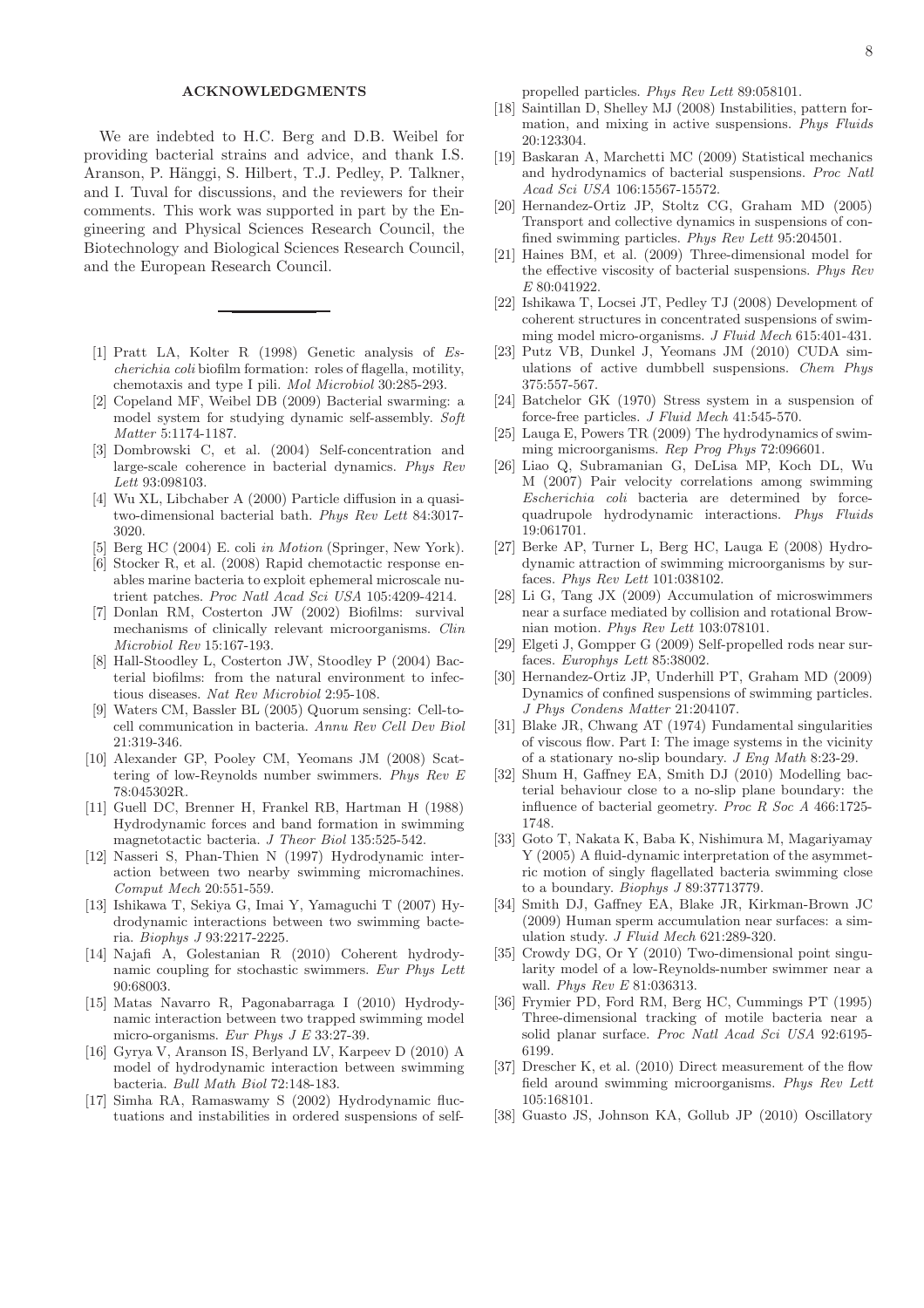## ACKNOWLEDGMENTS

We are indebted to H.C. Berg and D.B. Weibel for providing bacterial strains and advice, and thank I.S. Aranson, P. Hänggi, S. Hilbert, T.J. Pedley, P. Talkner, and I. Tuval for discussions, and the reviewers for their comments. This work was supported in part by the Engineering and Physical Sciences Research Council, the Biotechnology and Biological Sciences Research Council, and the European Research Council.

---

[1] Pratt LA, Kolter R (1998) Genetic analysis of *Escherichia coli* biofilm formation: roles of flagella, motility, chemotaxis and type I pili. *Mol Microbiol* 30:285-293.

[2] Copeland MF, Weibel DB (2009) Bacterial swarming: a model system for studying dynamic self-assembly. *Soft Matter* 5:1174-1187.

[3] Dombrowski C, et al. (2004) Self-concentration and large-scale coherence in bacterial dynamics. *Phys Rev Lett* 93:098103.

[4] Wu XL, Libchaber A (2000) Particle diffusion in a quasi-two-dimensional bacterial bath. *Phys Rev Lett* 84:3017-3020.

[5] Berg HC (2004) E. coli *in Motion* (Springer, New York).

[6] Stocker R, et al. (2008) Rapid chemotactic response enables marine bacteria to exploit ephemeral microscale nutrient patches. *Proc Natl Acad Sci USA* 105:4209-4214.

[7] Donlan RM, Costerton JW (2002) Biofilms: survival mechanisms of clinically relevant microorganisms. *Clin Microbiol Rev* 15:167-193.

[8] Hall-Stoodley L, Costerton JW, Stoodley P (2004) Bacterial biofilms: from the natural environment to infectious diseases. *Nat Rev Microbiol* 2:95-108.

[9] Waters CM, Bassler BL (2005) Quorum sensing: Cell-to-cell communication in bacteria. *Annu Rev Cell Dev Biol* 21:319-346.

[10] Alexander GP, Pooley CM, Yeomans JM (2008) Scattering of low-Reynolds number swimmers. *Phys Rev E* 78:045302R.

[11] Guell DC, Brenner H, Frankel RB, Hartman H (1988) Hydrodynamic forces and band formation in swimming magnetotactic bacteria. *J Theor Biol* 135:525-542.

[12] Nasseri S, Phan-Thien N (1997) Hydrodynamic interaction between two nearby swimming micromachines. *Comput Mech* 20:551-559.

[13] Ishikawa T, Sekiya G, Imai Y, Yamaguchi T (2007) Hydrodynamic interactions between two swimming bacteria. *Biophys J* 93:2217-2225.

[14] Najafi A, Golestanian R (2010) Coherent hydrodynamic coupling for stochastic swimmers. *Eur Phys Lett* 90:68003.

[15] Matas Navarro R, Pagonabarraga I (2010) Hydrodynamic interaction between two trapped swimming model micro-organisms. *Eur Phys J E* 33:27-39.

[16] Gyrya V, Aranson IS, Berlyand LV, Karpeev D (2010) A model of hydrodynamic interaction between swimming bacteria. *Bull Math Biol* 72:148-183.

[17] Simha RA, Ramaswamy S (2002) Hydrodynamic fluctuations and instabilities in ordered suspensions of self-propelled particles. *Phys Rev Lett* 89:058101.

[18] Saintillan D, Shelley MJ (2008) Instabilities, pattern formation, and mixing in active suspensions. *Phys Fluids* 20:123304.

[19] Baskaran A, Marchetti MC (2009) Statistical mechanics and hydrodynamics of bacterial suspensions. *Proc Natl Acad Sci USA* 106:15567-15572.

[20] Hernandez-Ortiz JP, Stoltz CG, Graham MD (2005) Transport and collective dynamics in suspensions of confined swimming particles. *Phys Rev Lett* 95:204501.

[21] Haines BM, et al. (2009) Three-dimensional model for the effective viscosity of bacterial suspensions. *Phys Rev E* 80:041922.

[22] Ishikawa T, Locsei JT, Pedley TJ (2008) Development of coherent structures in concentrated suspensions of swimming model micro-organisms. *J Fluid Mech* 615:401-431.

[23] Putz VB, Dunkel J, Yeomans JM (2010) CUDA simulations of active dumbbell suspensions. *Chem Phys* 375:557-567.

[24] Batchelor GK (1970) Stress system in a suspension of force-free particles. *J Fluid Mech* 41:545-570.

[25] Lauga E, Powers TR (2009) The hydrodynamics of swimming microorganisms. *Rep Prog Phys* 72:096601.

[26] Liao Q, Subramanian G, DeLisa MP, Koch DL, Wu M (2007) Pair velocity correlations among swimming *Escherichia coli* bacteria are determined by force-quadrupole hydrodynamic interactions. *Phys Fluids* 19:061701.

[27] Berke AP, Turner L, Berg HC, Lauga E (2008) Hydrodynamic attraction of swimming microorganisms by surfaces. *Phys Rev Lett* 101:038102.

[28] Li G, Tang JX (2009) Accumulation of microswimmers near a surface mediated by collision and rotational Brownian motion. *Phys Rev Lett* 103:078101.

[29] Elgeti J, Gompper G (2009) Self-propelled rods near surfaces. *Europhys Lett* 85:38002.

[30] Hernandez-Ortiz JP, Underhill PT, Graham MD (2009) Dynamics of confined suspensions of swimming particles. *J Phys Condens Matter* 21:204107.

[31] Blake JR, Chwang AT (1974) Fundamental singularities of viscous flow. Part I: The image systems in the vicinity of a stationary no-slip boundary. *J Eng Math* 8:23-29.

[32] Shum H, Gaffney EA, Smith DJ (2010) Modelling bacterial behaviour close to a no-slip plane boundary: the influence of bacterial geometry. *Proc R Soc A* 466:1725-1748.

[33] Goto T, Nakata K, Baba K, Nishimura M, Magariyamay Y (2005) A fluid-dynamic interpretation of the asymmetric motion of singly flagellated bacteria swimming close to a boundary. *Biophys J* 89:37713779.

[34] Smith DJ, Gaffney EA, Blake JR, Kirkman-Brown JC (2009) Human sperm accumulation near surfaces: a simulation study. *J Fluid Mech* 621:289-320.

[35] Crowdy DG, Or Y (2010) Two-dimensional point singularity model of a low-Reynolds-number swimmer near a wall. *Phys Rev E* 81:036313.

[36] Frymier PD, Ford RM, Berg HC, Cummings PT (1995) Three-dimensional tracking of motile bacteria near a solid planar surface. *Proc Natl Acad Sci USA* 92:6195-6199.

[37] Drescher K, et al. (2010) Direct measurement of the flow field around swimming microorganisms. *Phys Rev Lett* 105:168101.

[38] Guasto JS, Johnson KA, Gollub JP (2010) Oscillatory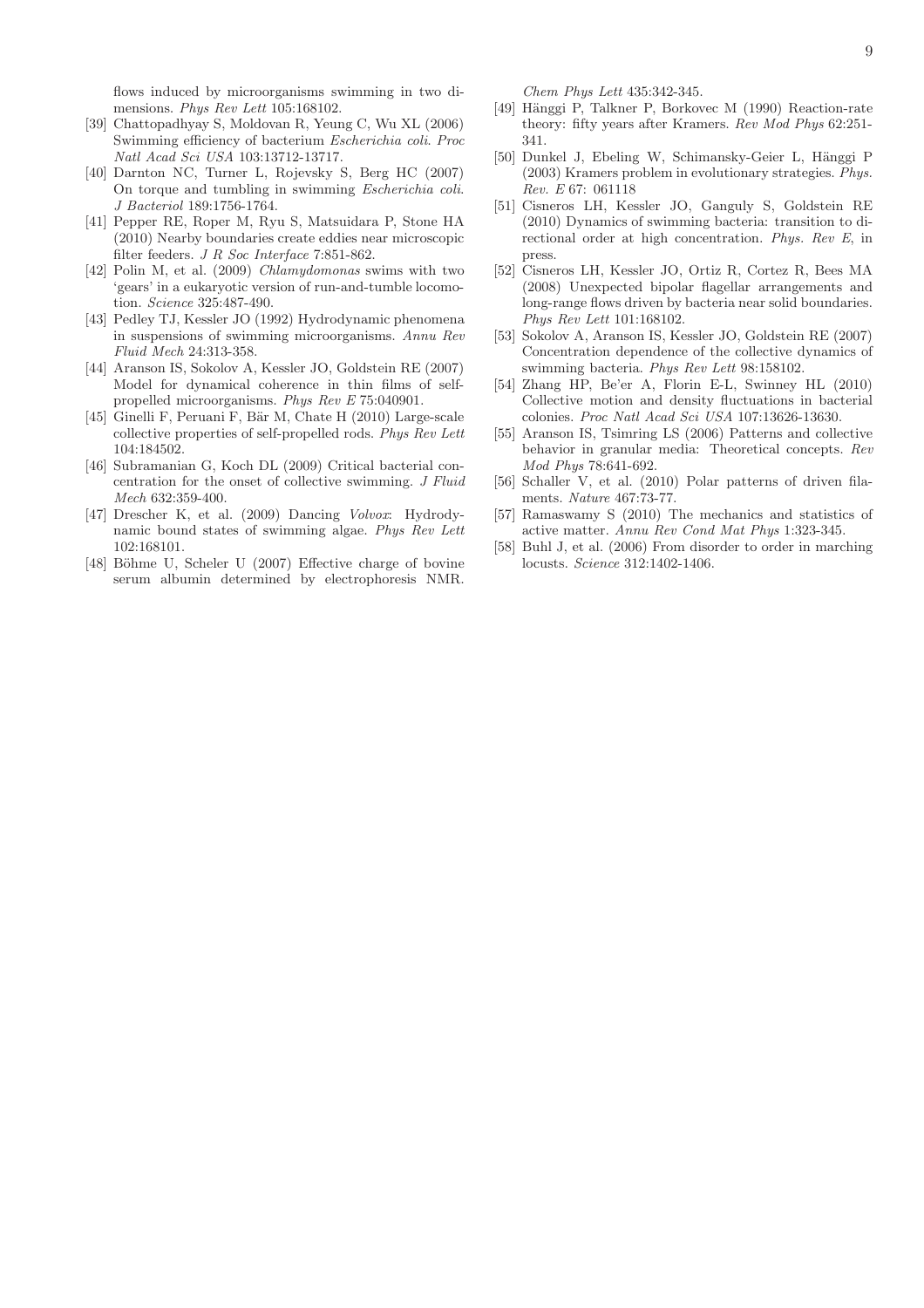flows induced by microorganisms swimming in two dimensions. *Phys Rev Lett* 105:168102.

[39] Chattopadhyay S, Moldovan R, Yeung C, Wu XL (2006) Swimming efficiency of bacterium *Escherichia coli*. *Proc Natl Acad Sci USA* 103:13712-13717.

[40] Darnton NC, Turner L, Rojevsky S, Berg HC (2007) On torque and tumbling in swimming *Escherichia coli*. *J Bacteriol* 189:1756-1764.

[41] Pepper RE, Roper M, Ryu S, Matsuidara P, Stone HA (2010) Nearby boundaries create eddies near microscopic filter feeders. *J R Soc Interface* 7:851-862.

[42] Polin M, et al. (2009) *Chlamydomonas* swims with two 'gears' in a eukaryotic version of run-and-tumble locomotion. *Science* 325:487-490.

[43] Pedley TJ, Kessler JO (1992) Hydrodynamic phenomena in suspensions of swimming microorganisms. *Annu Rev Fluid Mech* 24:313-358.

[44] Aranson IS, Sokolov A, Kessler JO, Goldstein RE (2007) Model for dynamical coherence in thin films of self-propelled microorganisms. *Phys Rev E* 75:040901.

[45] Ginelli F, Peruani F, Bär M, Chate H (2010) Large-scale collective properties of self-propelled rods. *Phys Rev Lett* 104:184502.

[46] Subramanian G, Koch DL (2009) Critical bacterial concentration for the onset of collective swimming. *J Fluid Mech* 632:359-400.

[47] Drescher K, et al. (2009) Dancing *Volvox*: Hydrodynamic bound states of swimming algae. *Phys Rev Lett* 102:168101.

[48] Böhme U, Scheler U (2007) Effective charge of bovine serum albumin determined by electrophoresis NMR. *Chem Phys Lett* 435:342-345.

[49] Hänggi P, Talkner P, Borkovec M (1990) Reaction-rate theory: fifty years after Kramers. *Rev Mod Phys* 62:251-341.

[50] Dunkel J, Ebeling W, Schimansky-Geier L, Hänggi P (2003) Kramers problem in evolutionary strategies. *Phys. Rev. E* 67: 061118

[51] Cisneros LH, Kessler JO, Ganguly S, Goldstein RE (2010) Dynamics of swimming bacteria: transition to directional order at high concentration. *Phys. Rev E*, in press.

[52] Cisneros LH, Kessler JO, Ortiz R, Cortez R, Bees MA (2008) Unexpected bipolar flagellar arrangements and long-range flows driven by bacteria near solid boundaries. *Phys Rev Lett* 101:168102.

[53] Sokolov A, Aranson IS, Kessler JO, Goldstein RE (2007) Concentration dependence of the collective dynamics of swimming bacteria. *Phys Rev Lett* 98:158102.

[54] Zhang HP, Be'er A, Florin E-L, Swinney HL (2010) Collective motion and density fluctuations in bacterial colonies. *Proc Natl Acad Sci USA* 107:13626-13630.

[55] Aranson IS, Tsimring LS (2006) Patterns and collective behavior in granular media: Theoretical concepts. *Rev Mod Phys* 78:641-692.

[56] Schaller V, et al. (2010) Polar patterns of driven filaments. *Nature* 467:73-77.

[57] Ramaswamy S (2010) The mechanics and statistics of active matter. *Annu Rev Cond Mat Phys* 1:323-345.

[58] Buhl J, et al. (2006) From disorder to order in marching locusts. *Science* 312:1402-1406.